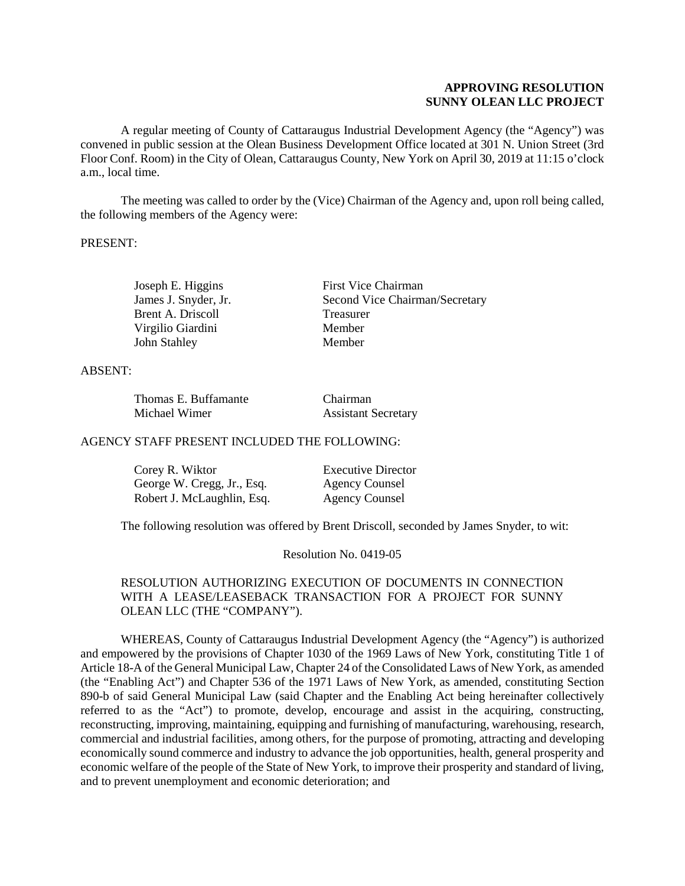**APPROVING RESOLUTION**
**SUNNY OLEAN LLC PROJECT**

A regular meeting of County of Cattaraugus Industrial Development Agency (the "Agency") was convened in public session at the Olean Business Development Office located at 301 N. Union Street (3rd Floor Conf. Room) in the City of Olean, Cattaraugus County, New York on April 30, 2019 at 11:15 o'clock a.m., local time.

The meeting was called to order by the (Vice) Chairman of the Agency and, upon roll being called, the following members of the Agency were:

PRESENT:

| | |
|---|---|
| Joseph E. Higgins | First Vice Chairman |
| James J. Snyder, Jr. | Second Vice Chairman/Secretary |
| Brent A. Driscoll | Treasurer |
| Virgilio Giardini | Member |
| John Stahley | Member |

ABSENT:

| | |
|---|---|
| Thomas E. Buffamante | Chairman |
| Michael Wimer | Assistant Secretary |

AGENCY STAFF PRESENT INCLUDED THE FOLLOWING:

| | |
|---|---|
| Corey R. Wiktor | Executive Director |
| George W. Cregg, Jr., Esq. | Agency Counsel |
| Robert J. McLaughlin, Esq. | Agency Counsel |

The following resolution was offered by Brent Driscoll, seconded by James Snyder, to wit:

Resolution No. 0419-05

RESOLUTION AUTHORIZING EXECUTION OF DOCUMENTS IN CONNECTION WITH A LEASE/LEASEBACK TRANSACTION FOR A PROJECT FOR SUNNY OLEAN LLC (THE "COMPANY").

WHEREAS, County of Cattaraugus Industrial Development Agency (the "Agency") is authorized and empowered by the provisions of Chapter 1030 of the 1969 Laws of New York, constituting Title 1 of Article 18-A of the General Municipal Law, Chapter 24 of the Consolidated Laws of New York, as amended (the "Enabling Act") and Chapter 536 of the 1971 Laws of New York, as amended, constituting Section 890-b of said General Municipal Law (said Chapter and the Enabling Act being hereinafter collectively referred to as the "Act") to promote, develop, encourage and assist in the acquiring, constructing, reconstructing, improving, maintaining, equipping and furnishing of manufacturing, warehousing, research, commercial and industrial facilities, among others, for the purpose of promoting, attracting and developing economically sound commerce and industry to advance the job opportunities, health, general prosperity and economic welfare of the people of the State of New York, to improve their prosperity and standard of living, and to prevent unemployment and economic deterioration; and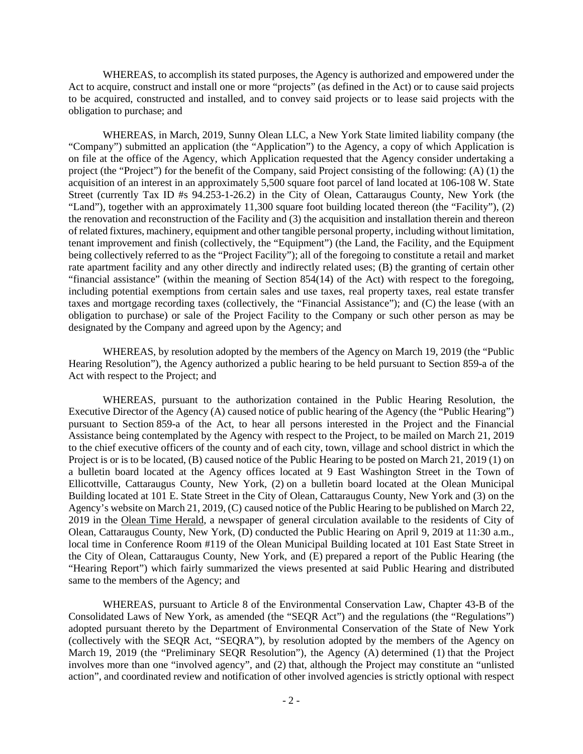WHEREAS, to accomplish its stated purposes, the Agency is authorized and empowered under the Act to acquire, construct and install one or more "projects" (as defined in the Act) or to cause said projects to be acquired, constructed and installed, and to convey said projects or to lease said projects with the obligation to purchase; and

WHEREAS, in March, 2019, Sunny Olean LLC, a New York State limited liability company (the "Company") submitted an application (the "Application") to the Agency, a copy of which Application is on file at the office of the Agency, which Application requested that the Agency consider undertaking a project (the "Project") for the benefit of the Company, said Project consisting of the following: (A) (1) the acquisition of an interest in an approximately 5,500 square foot parcel of land located at 106-108 W. State Street (currently Tax ID #s 94.253-1-26.2) in the City of Olean, Cattaraugus County, New York (the "Land"), together with an approximately 11,300 square foot building located thereon (the "Facility"), (2) the renovation and reconstruction of the Facility and (3) the acquisition and installation therein and thereon of related fixtures, machinery, equipment and other tangible personal property, including without limitation, tenant improvement and finish (collectively, the "Equipment") (the Land, the Facility, and the Equipment being collectively referred to as the "Project Facility"); all of the foregoing to constitute a retail and market rate apartment facility and any other directly and indirectly related uses; (B) the granting of certain other "financial assistance" (within the meaning of Section 854(14) of the Act) with respect to the foregoing, including potential exemptions from certain sales and use taxes, real property taxes, real estate transfer taxes and mortgage recording taxes (collectively, the "Financial Assistance"); and (C) the lease (with an obligation to purchase) or sale of the Project Facility to the Company or such other person as may be designated by the Company and agreed upon by the Agency; and

WHEREAS, by resolution adopted by the members of the Agency on March 19, 2019 (the "Public Hearing Resolution"), the Agency authorized a public hearing to be held pursuant to Section 859-a of the Act with respect to the Project; and

WHEREAS, pursuant to the authorization contained in the Public Hearing Resolution, the Executive Director of the Agency (A) caused notice of public hearing of the Agency (the "Public Hearing") pursuant to Section 859-a of the Act, to hear all persons interested in the Project and the Financial Assistance being contemplated by the Agency with respect to the Project, to be mailed on March 21, 2019 to the chief executive officers of the county and of each city, town, village and school district in which the Project is or is to be located, (B) caused notice of the Public Hearing to be posted on March 21, 2019 (1) on a bulletin board located at the Agency offices located at 9 East Washington Street in the Town of Ellicottville, Cattaraugus County, New York, (2) on a bulletin board located at the Olean Municipal Building located at 101 E. State Street in the City of Olean, Cattaraugus County, New York and (3) on the Agency's website on March 21, 2019, (C) caused notice of the Public Hearing to be published on March 22, 2019 in the Olean Time Herald, a newspaper of general circulation available to the residents of City of Olean, Cattaraugus County, New York, (D) conducted the Public Hearing on April 9, 2019 at 11:30 a.m., local time in Conference Room #119 of the Olean Municipal Building located at 101 East State Street in the City of Olean, Cattaraugus County, New York, and (E) prepared a report of the Public Hearing (the "Hearing Report") which fairly summarized the views presented at said Public Hearing and distributed same to the members of the Agency; and

WHEREAS, pursuant to Article 8 of the Environmental Conservation Law, Chapter 43-B of the Consolidated Laws of New York, as amended (the "SEQR Act") and the regulations (the "Regulations") adopted pursuant thereto by the Department of Environmental Conservation of the State of New York (collectively with the SEQR Act, "SEQRA"), by resolution adopted by the members of the Agency on March 19, 2019 (the "Preliminary SEQR Resolution"), the Agency (A) determined (1) that the Project involves more than one "involved agency", and (2) that, although the Project may constitute an "unlisted action", and coordinated review and notification of other involved agencies is strictly optional with respect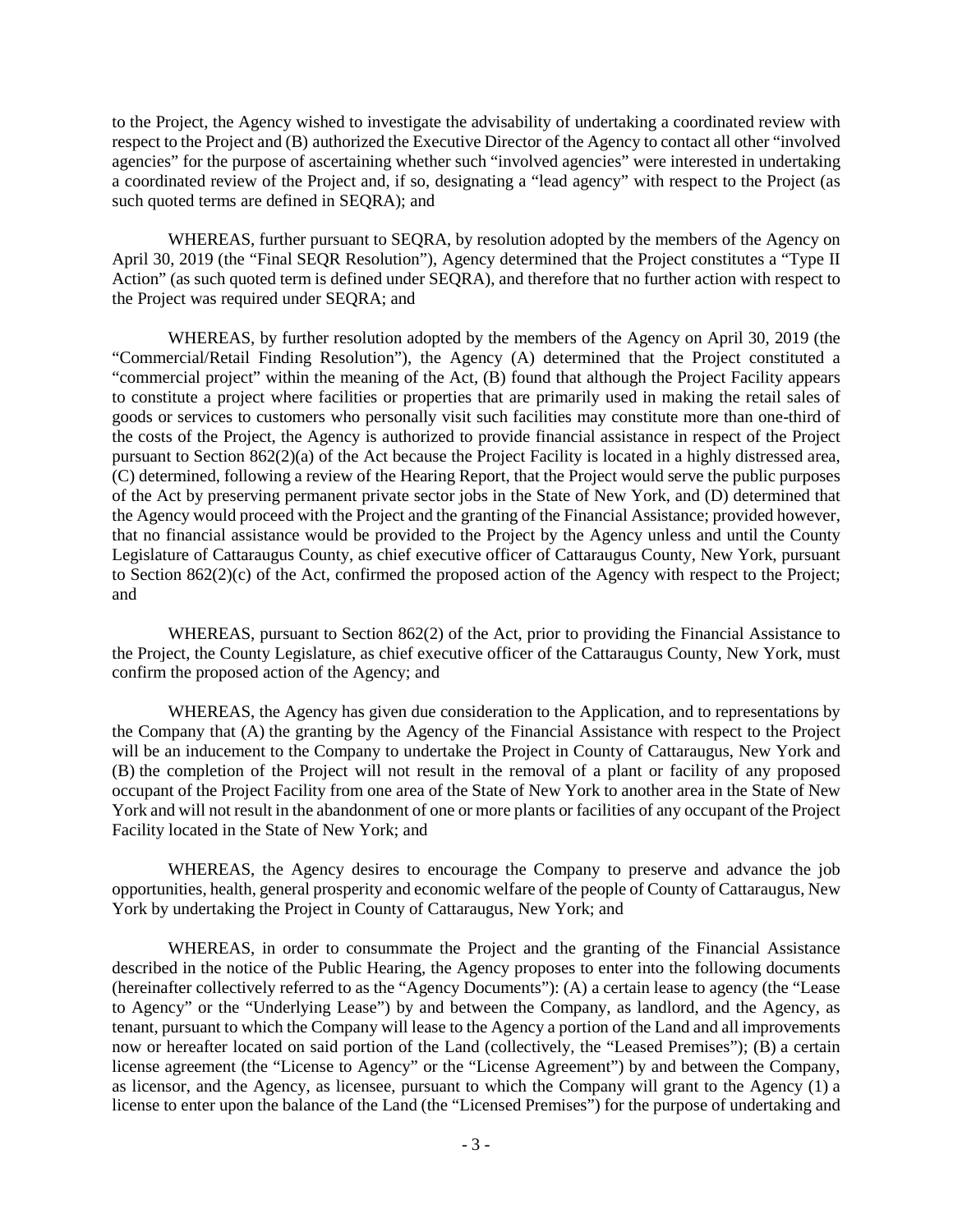to the Project, the Agency wished to investigate the advisability of undertaking a coordinated review with respect to the Project and (B) authorized the Executive Director of the Agency to contact all other "involved agencies" for the purpose of ascertaining whether such "involved agencies" were interested in undertaking a coordinated review of the Project and, if so, designating a "lead agency" with respect to the Project (as such quoted terms are defined in SEQRA); and

WHEREAS, further pursuant to SEQRA, by resolution adopted by the members of the Agency on April 30, 2019 (the "Final SEQR Resolution"), Agency determined that the Project constitutes a "Type II Action" (as such quoted term is defined under SEQRA), and therefore that no further action with respect to the Project was required under SEQRA; and

WHEREAS, by further resolution adopted by the members of the Agency on April 30, 2019 (the "Commercial/Retail Finding Resolution"), the Agency (A) determined that the Project constituted a "commercial project" within the meaning of the Act, (B) found that although the Project Facility appears to constitute a project where facilities or properties that are primarily used in making the retail sales of goods or services to customers who personally visit such facilities may constitute more than one-third of the costs of the Project, the Agency is authorized to provide financial assistance in respect of the Project pursuant to Section 862(2)(a) of the Act because the Project Facility is located in a highly distressed area, (C) determined, following a review of the Hearing Report, that the Project would serve the public purposes of the Act by preserving permanent private sector jobs in the State of New York, and (D) determined that the Agency would proceed with the Project and the granting of the Financial Assistance; provided however, that no financial assistance would be provided to the Project by the Agency unless and until the County Legislature of Cattaraugus County, as chief executive officer of Cattaraugus County, New York, pursuant to Section 862(2)(c) of the Act, confirmed the proposed action of the Agency with respect to the Project; and

WHEREAS, pursuant to Section 862(2) of the Act, prior to providing the Financial Assistance to the Project, the County Legislature, as chief executive officer of the Cattaraugus County, New York, must confirm the proposed action of the Agency; and

WHEREAS, the Agency has given due consideration to the Application, and to representations by the Company that (A) the granting by the Agency of the Financial Assistance with respect to the Project will be an inducement to the Company to undertake the Project in County of Cattaraugus, New York and (B) the completion of the Project will not result in the removal of a plant or facility of any proposed occupant of the Project Facility from one area of the State of New York to another area in the State of New York and will not result in the abandonment of one or more plants or facilities of any occupant of the Project Facility located in the State of New York; and

WHEREAS, the Agency desires to encourage the Company to preserve and advance the job opportunities, health, general prosperity and economic welfare of the people of County of Cattaraugus, New York by undertaking the Project in County of Cattaraugus, New York; and

WHEREAS, in order to consummate the Project and the granting of the Financial Assistance described in the notice of the Public Hearing, the Agency proposes to enter into the following documents (hereinafter collectively referred to as the "Agency Documents"): (A) a certain lease to agency (the "Lease to Agency" or the "Underlying Lease") by and between the Company, as landlord, and the Agency, as tenant, pursuant to which the Company will lease to the Agency a portion of the Land and all improvements now or hereafter located on said portion of the Land (collectively, the "Leased Premises"); (B) a certain license agreement (the "License to Agency" or the "License Agreement") by and between the Company, as licensor, and the Agency, as licensee, pursuant to which the Company will grant to the Agency (1) a license to enter upon the balance of the Land (the "Licensed Premises") for the purpose of undertaking and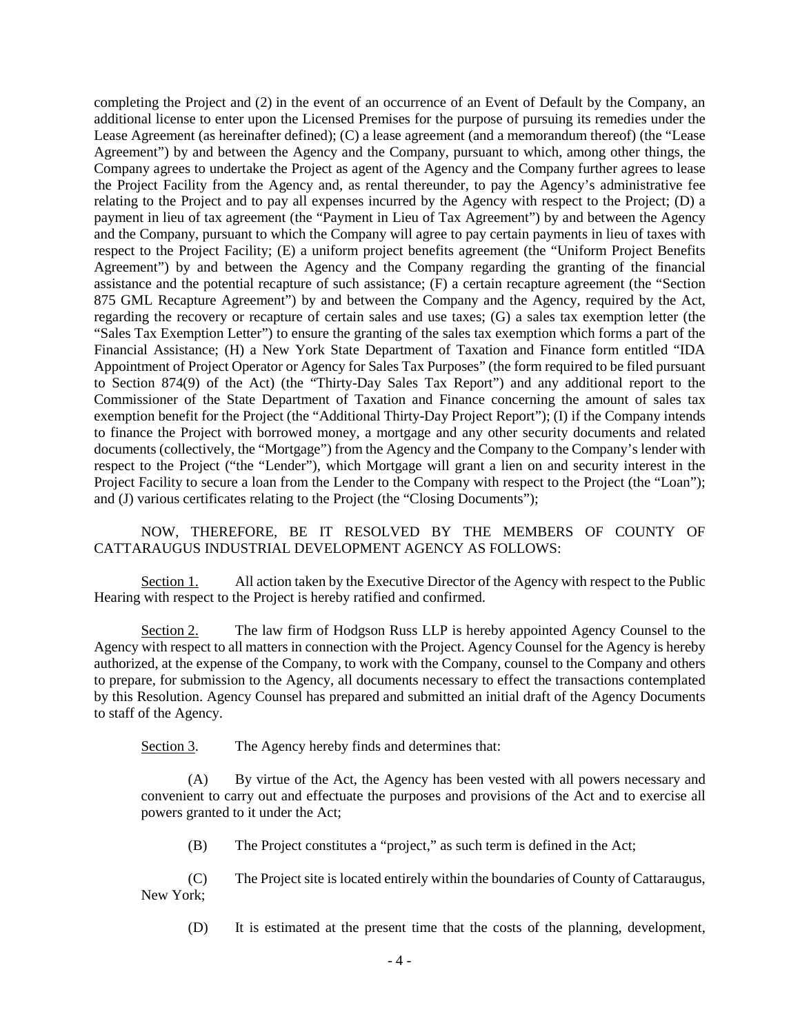completing the Project and (2) in the event of an occurrence of an Event of Default by the Company, an additional license to enter upon the Licensed Premises for the purpose of pursuing its remedies under the Lease Agreement (as hereinafter defined); (C) a lease agreement (and a memorandum thereof) (the "Lease Agreement") by and between the Agency and the Company, pursuant to which, among other things, the Company agrees to undertake the Project as agent of the Agency and the Company further agrees to lease the Project Facility from the Agency and, as rental thereunder, to pay the Agency's administrative fee relating to the Project and to pay all expenses incurred by the Agency with respect to the Project; (D) a payment in lieu of tax agreement (the "Payment in Lieu of Tax Agreement") by and between the Agency and the Company, pursuant to which the Company will agree to pay certain payments in lieu of taxes with respect to the Project Facility; (E) a uniform project benefits agreement (the "Uniform Project Benefits Agreement") by and between the Agency and the Company regarding the granting of the financial assistance and the potential recapture of such assistance; (F) a certain recapture agreement (the "Section 875 GML Recapture Agreement") by and between the Company and the Agency, required by the Act, regarding the recovery or recapture of certain sales and use taxes; (G) a sales tax exemption letter (the "Sales Tax Exemption Letter") to ensure the granting of the sales tax exemption which forms a part of the Financial Assistance; (H) a New York State Department of Taxation and Finance form entitled "IDA Appointment of Project Operator or Agency for Sales Tax Purposes" (the form required to be filed pursuant to Section 874(9) of the Act) (the "Thirty-Day Sales Tax Report") and any additional report to the Commissioner of the State Department of Taxation and Finance concerning the amount of sales tax exemption benefit for the Project (the "Additional Thirty-Day Project Report"); (I) if the Company intends to finance the Project with borrowed money, a mortgage and any other security documents and related documents (collectively, the "Mortgage") from the Agency and the Company to the Company's lender with respect to the Project ("the "Lender"), which Mortgage will grant a lien on and security interest in the Project Facility to secure a loan from the Lender to the Company with respect to the Project (the "Loan"); and (J) various certificates relating to the Project (the "Closing Documents");

NOW, THEREFORE, BE IT RESOLVED BY THE MEMBERS OF COUNTY OF CATTARAUGUS INDUSTRIAL DEVELOPMENT AGENCY AS FOLLOWS:

Section 1. All action taken by the Executive Director of the Agency with respect to the Public Hearing with respect to the Project is hereby ratified and confirmed.

Section 2. The law firm of Hodgson Russ LLP is hereby appointed Agency Counsel to the Agency with respect to all matters in connection with the Project. Agency Counsel for the Agency is hereby authorized, at the expense of the Company, to work with the Company, counsel to the Company and others to prepare, for submission to the Agency, all documents necessary to effect the transactions contemplated by this Resolution. Agency Counsel has prepared and submitted an initial draft of the Agency Documents to staff of the Agency.

Section 3. The Agency hereby finds and determines that:

(A) By virtue of the Act, the Agency has been vested with all powers necessary and convenient to carry out and effectuate the purposes and provisions of the Act and to exercise all powers granted to it under the Act;

(B) The Project constitutes a "project," as such term is defined in the Act;

(C) The Project site is located entirely within the boundaries of County of Cattaraugus, New York;

(D) It is estimated at the present time that the costs of the planning, development,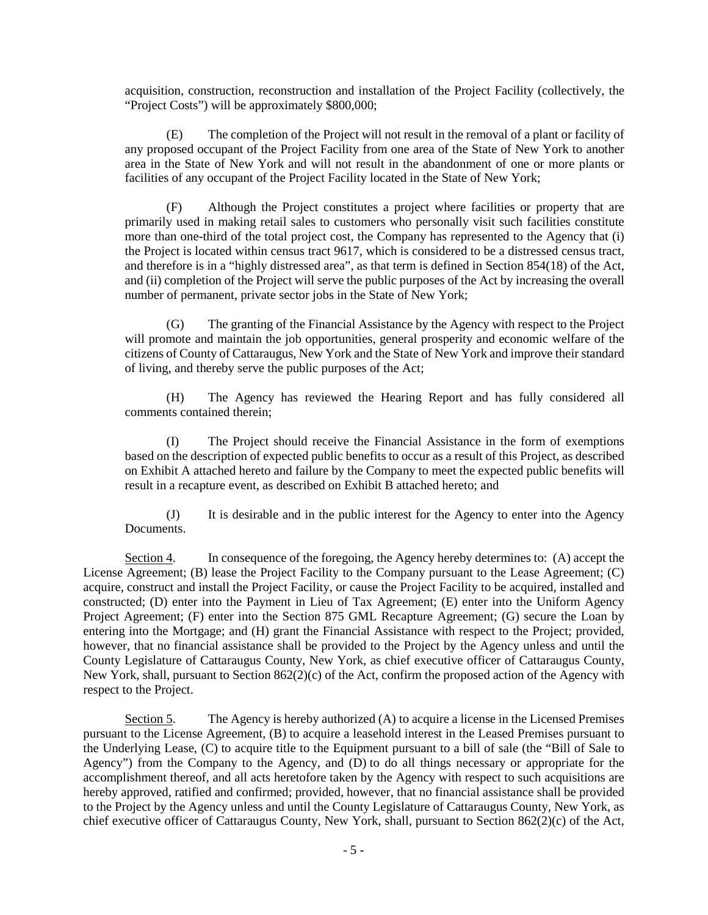acquisition, construction, reconstruction and installation of the Project Facility (collectively, the "Project Costs") will be approximately $800,000;

(E) The completion of the Project will not result in the removal of a plant or facility of any proposed occupant of the Project Facility from one area of the State of New York to another area in the State of New York and will not result in the abandonment of one or more plants or facilities of any occupant of the Project Facility located in the State of New York;

(F) Although the Project constitutes a project where facilities or property that are primarily used in making retail sales to customers who personally visit such facilities constitute more than one-third of the total project cost, the Company has represented to the Agency that (i) the Project is located within census tract 9617, which is considered to be a distressed census tract, and therefore is in a "highly distressed area", as that term is defined in Section 854(18) of the Act, and (ii) completion of the Project will serve the public purposes of the Act by increasing the overall number of permanent, private sector jobs in the State of New York;

(G) The granting of the Financial Assistance by the Agency with respect to the Project will promote and maintain the job opportunities, general prosperity and economic welfare of the citizens of County of Cattaraugus, New York and the State of New York and improve their standard of living, and thereby serve the public purposes of the Act;

(H) The Agency has reviewed the Hearing Report and has fully considered all comments contained therein;

(I) The Project should receive the Financial Assistance in the form of exemptions based on the description of expected public benefits to occur as a result of this Project, as described on Exhibit A attached hereto and failure by the Company to meet the expected public benefits will result in a recapture event, as described on Exhibit B attached hereto; and

(J) It is desirable and in the public interest for the Agency to enter into the Agency Documents.

Section 4. In consequence of the foregoing, the Agency hereby determines to: (A) accept the License Agreement; (B) lease the Project Facility to the Company pursuant to the Lease Agreement; (C) acquire, construct and install the Project Facility, or cause the Project Facility to be acquired, installed and constructed; (D) enter into the Payment in Lieu of Tax Agreement; (E) enter into the Uniform Agency Project Agreement; (F) enter into the Section 875 GML Recapture Agreement; (G) secure the Loan by entering into the Mortgage; and (H) grant the Financial Assistance with respect to the Project; provided, however, that no financial assistance shall be provided to the Project by the Agency unless and until the County Legislature of Cattaraugus County, New York, as chief executive officer of Cattaraugus County, New York, shall, pursuant to Section 862(2)(c) of the Act, confirm the proposed action of the Agency with respect to the Project.

Section 5. The Agency is hereby authorized (A) to acquire a license in the Licensed Premises pursuant to the License Agreement, (B) to acquire a leasehold interest in the Leased Premises pursuant to the Underlying Lease, (C) to acquire title to the Equipment pursuant to a bill of sale (the "Bill of Sale to Agency") from the Company to the Agency, and (D) to do all things necessary or appropriate for the accomplishment thereof, and all acts heretofore taken by the Agency with respect to such acquisitions are hereby approved, ratified and confirmed; provided, however, that no financial assistance shall be provided to the Project by the Agency unless and until the County Legislature of Cattaraugus County, New York, as chief executive officer of Cattaraugus County, New York, shall, pursuant to Section 862(2)(c) of the Act,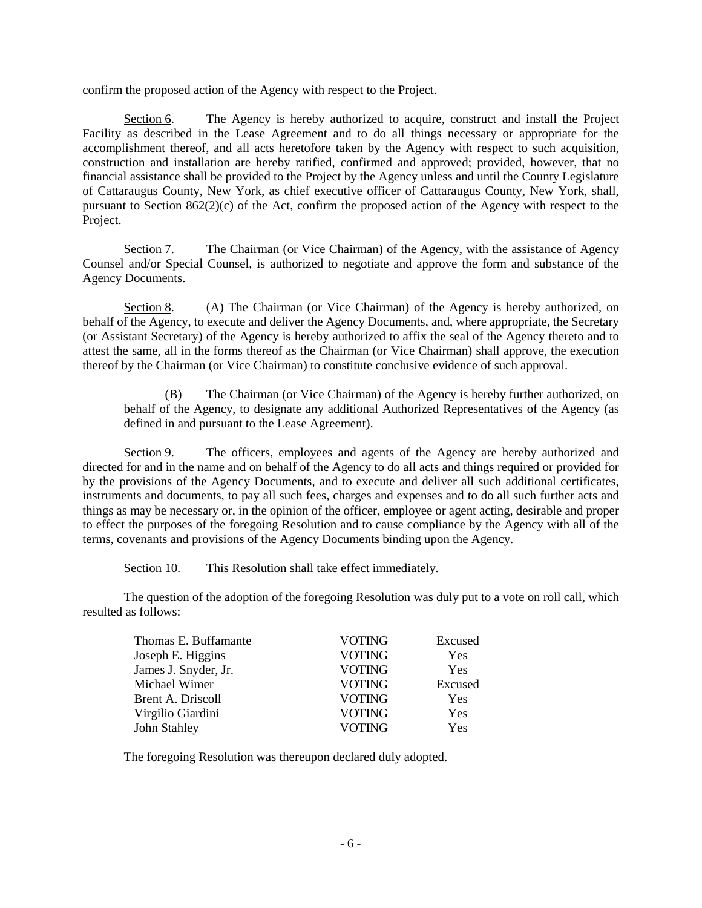confirm the proposed action of the Agency with respect to the Project.

Section 6. The Agency is hereby authorized to acquire, construct and install the Project Facility as described in the Lease Agreement and to do all things necessary or appropriate for the accomplishment thereof, and all acts heretofore taken by the Agency with respect to such acquisition, construction and installation are hereby ratified, confirmed and approved; provided, however, that no financial assistance shall be provided to the Project by the Agency unless and until the County Legislature of Cattaraugus County, New York, as chief executive officer of Cattaraugus County, New York, shall, pursuant to Section 862(2)(c) of the Act, confirm the proposed action of the Agency with respect to the Project.

Section 7. The Chairman (or Vice Chairman) of the Agency, with the assistance of Agency Counsel and/or Special Counsel, is authorized to negotiate and approve the form and substance of the Agency Documents.

Section 8. (A) The Chairman (or Vice Chairman) of the Agency is hereby authorized, on behalf of the Agency, to execute and deliver the Agency Documents, and, where appropriate, the Secretary (or Assistant Secretary) of the Agency is hereby authorized to affix the seal of the Agency thereto and to attest the same, all in the forms thereof as the Chairman (or Vice Chairman) shall approve, the execution thereof by the Chairman (or Vice Chairman) to constitute conclusive evidence of such approval.

(B) The Chairman (or Vice Chairman) of the Agency is hereby further authorized, on behalf of the Agency, to designate any additional Authorized Representatives of the Agency (as defined in and pursuant to the Lease Agreement).

Section 9. The officers, employees and agents of the Agency are hereby authorized and directed for and in the name and on behalf of the Agency to do all acts and things required or provided for by the provisions of the Agency Documents, and to execute and deliver all such additional certificates, instruments and documents, to pay all such fees, charges and expenses and to do all such further acts and things as may be necessary or, in the opinion of the officer, employee or agent acting, desirable and proper to effect the purposes of the foregoing Resolution and to cause compliance by the Agency with all of the terms, covenants and provisions of the Agency Documents binding upon the Agency.

Section 10. This Resolution shall take effect immediately.

The question of the adoption of the foregoing Resolution was duly put to a vote on roll call, which resulted as follows:

| | | |
|---|---|---|
| Thomas E. Buffamante | VOTING | Excused |
| Joseph E. Higgins | VOTING | Yes |
| James J. Snyder, Jr. | VOTING | Yes |
| Michael Wimer | VOTING | Excused |
| Brent A. Driscoll | VOTING | Yes |
| Virgilio Giardini | VOTING | Yes |
| John Stahley | VOTING | Yes |

The foregoing Resolution was thereupon declared duly adopted.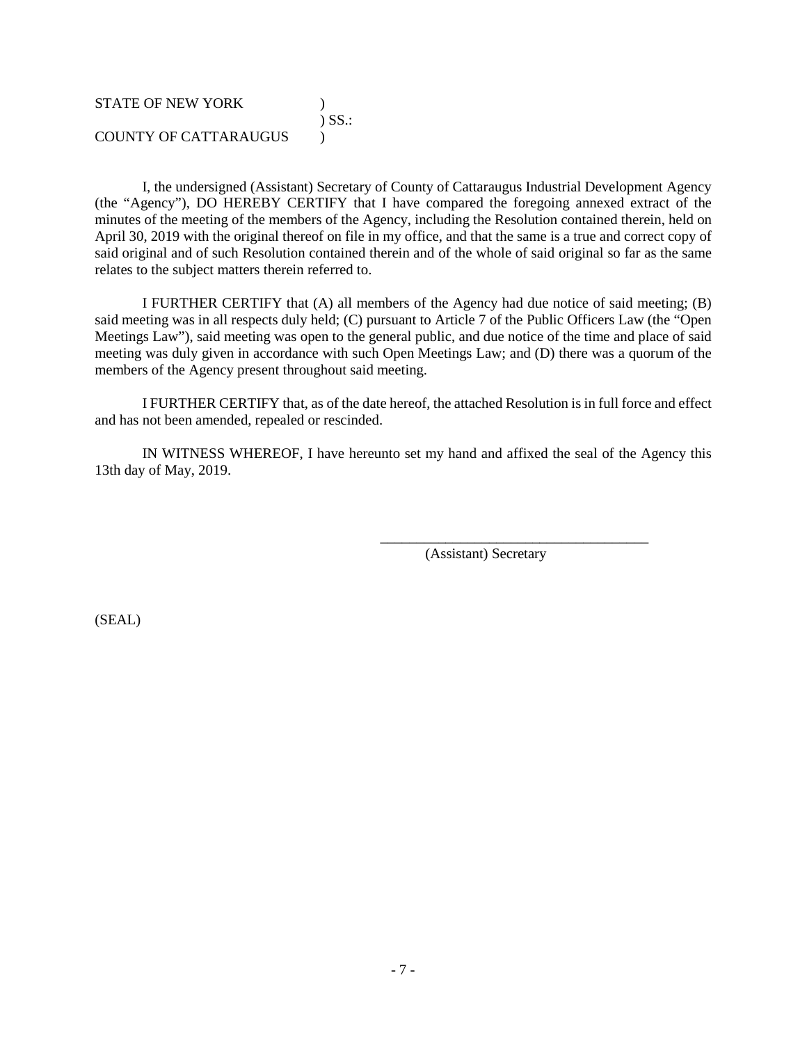STATE OF NEW YORK )
) SS.:
COUNTY OF CATTARAUGUS )

I, the undersigned (Assistant) Secretary of County of Cattaraugus Industrial Development Agency (the "Agency"), DO HEREBY CERTIFY that I have compared the foregoing annexed extract of the minutes of the meeting of the members of the Agency, including the Resolution contained therein, held on April 30, 2019 with the original thereof on file in my office, and that the same is a true and correct copy of said original and of such Resolution contained therein and of the whole of said original so far as the same relates to the subject matters therein referred to.

I FURTHER CERTIFY that (A) all members of the Agency had due notice of said meeting; (B) said meeting was in all respects duly held; (C) pursuant to Article 7 of the Public Officers Law (the "Open Meetings Law"), said meeting was open to the general public, and due notice of the time and place of said meeting was duly given in accordance with such Open Meetings Law; and (D) there was a quorum of the members of the Agency present throughout said meeting.

I FURTHER CERTIFY that, as of the date hereof, the attached Resolution is in full force and effect and has not been amended, repealed or rescinded.

IN WITNESS WHEREOF, I have hereunto set my hand and affixed the seal of the Agency this 13th day of May, 2019.

\_\_\_\_\_\_\_\_\_\_\_\_\_\_\_\_\_\_\_\_\_\_\_\_\_\_\_\_\_\_\_\_\_\_\_\_\_\_
(Assistant) Secretary

(SEAL)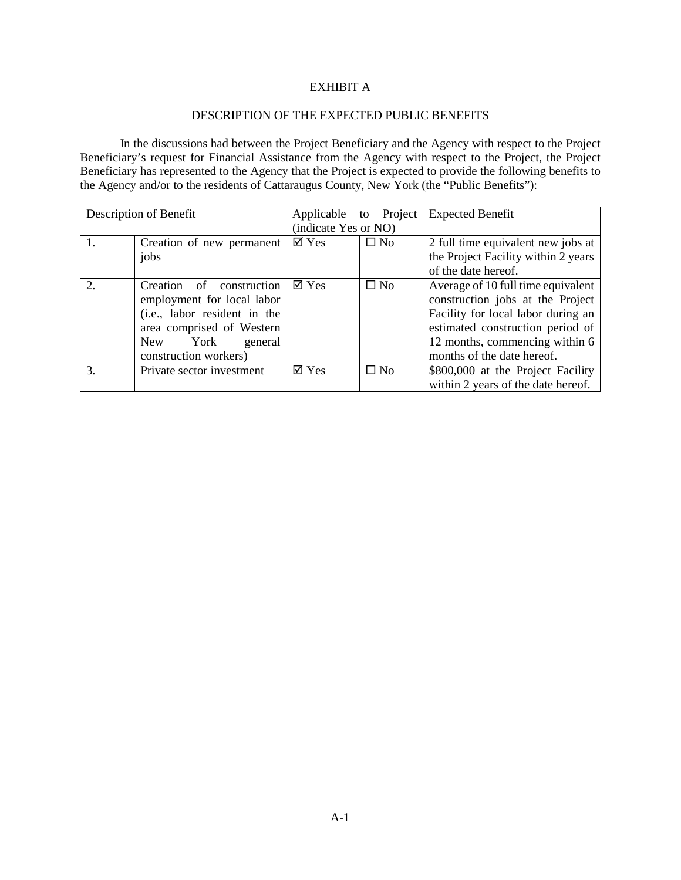# EXHIBIT A

## DESCRIPTION OF THE EXPECTED PUBLIC BENEFITS

In the discussions had between the Project Beneficiary and the Agency with respect to the Project Beneficiary's request for Financial Assistance from the Agency with respect to the Project, the Project Beneficiary has represented to the Agency that the Project is expected to provide the following benefits to the Agency and/or to the residents of Cattaraugus County, New York (the "Public Benefits"):

| Description of Benefit | | Applicable to Project (indicate Yes or NO) | | Expected Benefit |
|---|---|---|---|---|
| 1. | Creation of new permanent jobs | ☑ Yes | ☐ No | 2 full time equivalent new jobs at the Project Facility within 2 years of the date hereof. |
| 2. | Creation of construction employment for local labor (i.e., labor resident in the area comprised of Western New York general construction workers) | ☑ Yes | ☐ No | Average of 10 full time equivalent construction jobs at the Project Facility for local labor during an estimated construction period of 12 months, commencing within 6 months of the date hereof. |
| 3. | Private sector investment | ☑ Yes | ☐ No | $800,000 at the Project Facility within 2 years of the date hereof. |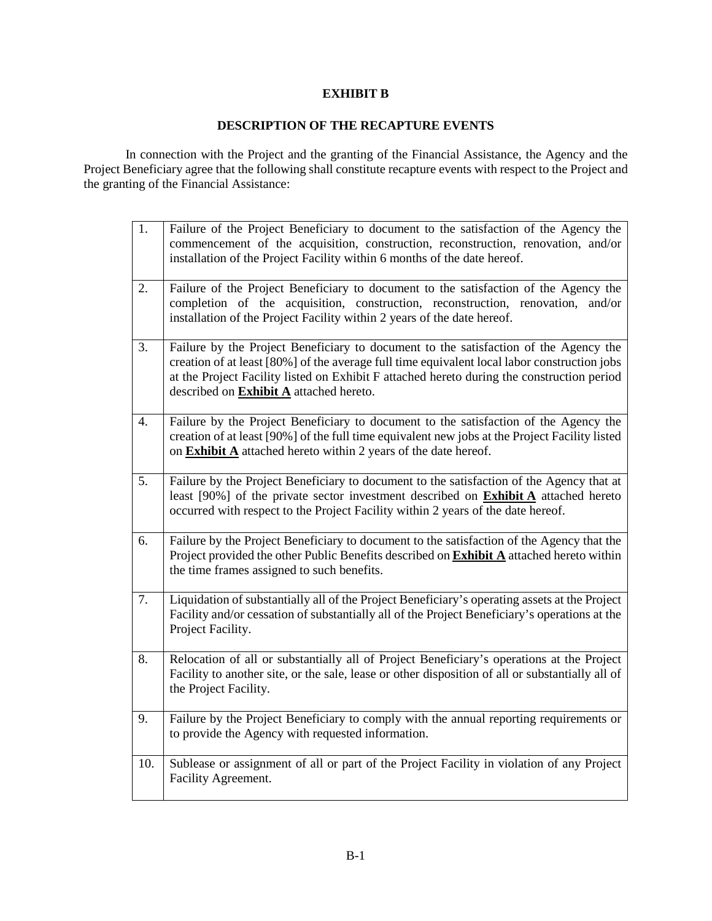# EXHIBIT B

## DESCRIPTION OF THE RECAPTURE EVENTS

In connection with the Project and the granting of the Financial Assistance, the Agency and the Project Beneficiary agree that the following shall constitute recapture events with respect to the Project and the granting of the Financial Assistance:

| | |
|---|---|
| 1. | Failure of the Project Beneficiary to document to the satisfaction of the Agency the commencement of the acquisition, construction, reconstruction, renovation, and/or installation of the Project Facility within 6 months of the date hereof. |
| 2. | Failure of the Project Beneficiary to document to the satisfaction of the Agency the completion of the acquisition, construction, reconstruction, renovation, and/or installation of the Project Facility within 2 years of the date hereof. |
| 3. | Failure by the Project Beneficiary to document to the satisfaction of the Agency the creation of at least [80%] of the average full time equivalent local labor construction jobs at the Project Facility listed on Exhibit F attached hereto during the construction period described on **Exhibit A** attached hereto. |
| 4. | Failure by the Project Beneficiary to document to the satisfaction of the Agency the creation of at least [90%] of the full time equivalent new jobs at the Project Facility listed on **Exhibit A** attached hereto within 2 years of the date hereof. |
| 5. | Failure by the Project Beneficiary to document to the satisfaction of the Agency that at least [90%] of the private sector investment described on **Exhibit A** attached hereto occurred with respect to the Project Facility within 2 years of the date hereof. |
| 6. | Failure by the Project Beneficiary to document to the satisfaction of the Agency that the Project provided the other Public Benefits described on **Exhibit A** attached hereto within the time frames assigned to such benefits. |
| 7. | Liquidation of substantially all of the Project Beneficiary's operating assets at the Project Facility and/or cessation of substantially all of the Project Beneficiary's operations at the Project Facility. |
| 8. | Relocation of all or substantially all of Project Beneficiary's operations at the Project Facility to another site, or the sale, lease or other disposition of all or substantially all of the Project Facility. |
| 9. | Failure by the Project Beneficiary to comply with the annual reporting requirements or to provide the Agency with requested information. |
| 10. | Sublease or assignment of all or part of the Project Facility in violation of any Project Facility Agreement. |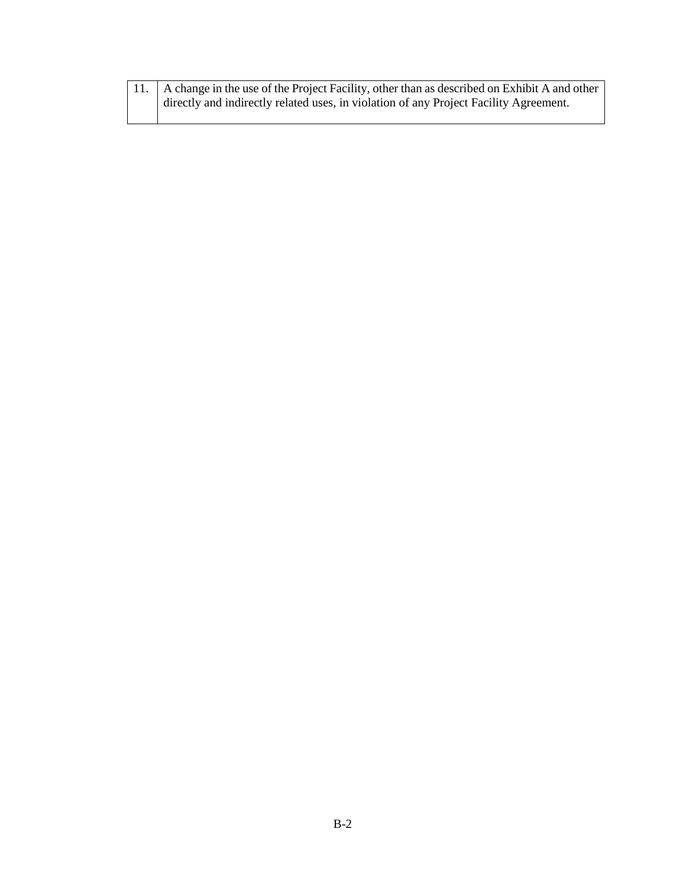| | |
|---|---|
| 11. | A change in the use of the Project Facility, other than as described on Exhibit A and other directly and indirectly related uses, in violation of any Project Facility Agreement. |